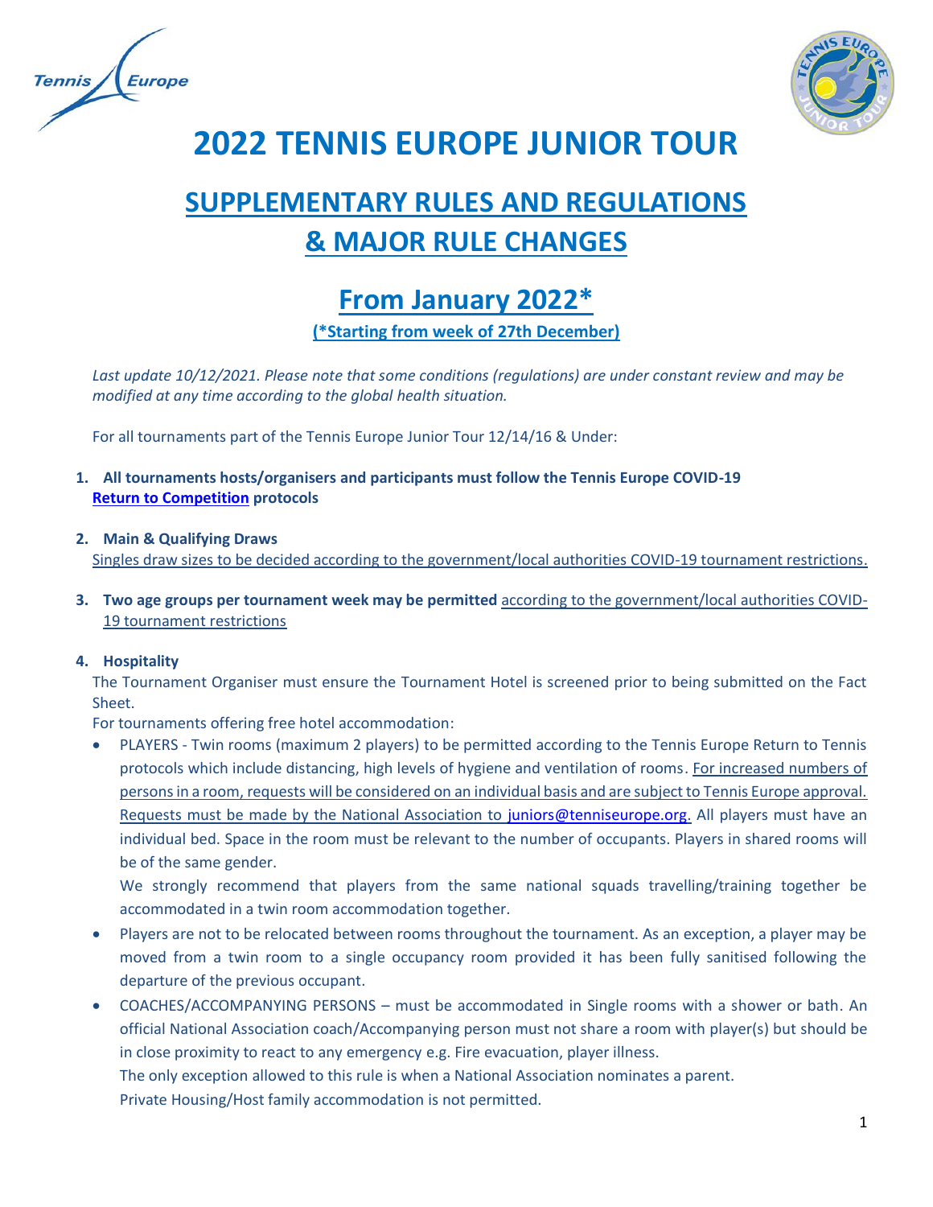# 2022 TENNIS EUROPE JUNIOR TOUR

## SUPPLEMENTARY RULES AND REGULATIONS & MAJOR RULE CHANGES

## From January 2022*

**(*Starting from week of 27th December)**

*Last update 10/12/2021. Please note that some conditions (regulations) are under constant review and may be modified at any time according to the global health situation.*

For all tournaments part of the Tennis Europe Junior Tour 12/14/16 & Under:

1. **All tournaments hosts/organisers and participants must follow the Tennis Europe COVID-19 Return to Competition protocols**

2. **Main & Qualifying Draws**
   Singles draw sizes to be decided according to the government/local authorities COVID-19 tournament restrictions.

3. **Two age groups per tournament week may be permitted** according to the government/local authorities COVID-19 tournament restrictions

4. **Hospitality**
   The Tournament Organiser must ensure the Tournament Hotel is screened prior to being submitted on the Fact Sheet.
   For tournaments offering free hotel accommodation:
   - PLAYERS - Twin rooms (maximum 2 players) to be permitted according to the Tennis Europe Return to Tennis protocols which include distancing, high levels of hygiene and ventilation of rooms. For increased numbers of persons in a room, requests will be considered on an individual basis and are subject to Tennis Europe approval. Requests must be made by the National Association to juniors@tenniseurope.org. All players must have an individual bed. Space in the room must be relevant to the number of occupants. Players in shared rooms will be of the same gender.
     We strongly recommend that players from the same national squads travelling/training together be accommodated in a twin room accommodation together.
   - Players are not to be relocated between rooms throughout the tournament. As an exception, a player may be moved from a twin room to a single occupancy room provided it has been fully sanitised following the departure of the previous occupant.
   - COACHES/ACCOMPANYING PERSONS – must be accommodated in Single rooms with a shower or bath. An official National Association coach/Accompanying person must not share a room with player(s) but should be in close proximity to react to any emergency e.g. Fire evacuation, player illness.
     The only exception allowed to this rule is when a National Association nominates a parent.
     Private Housing/Host family accommodation is not permitted.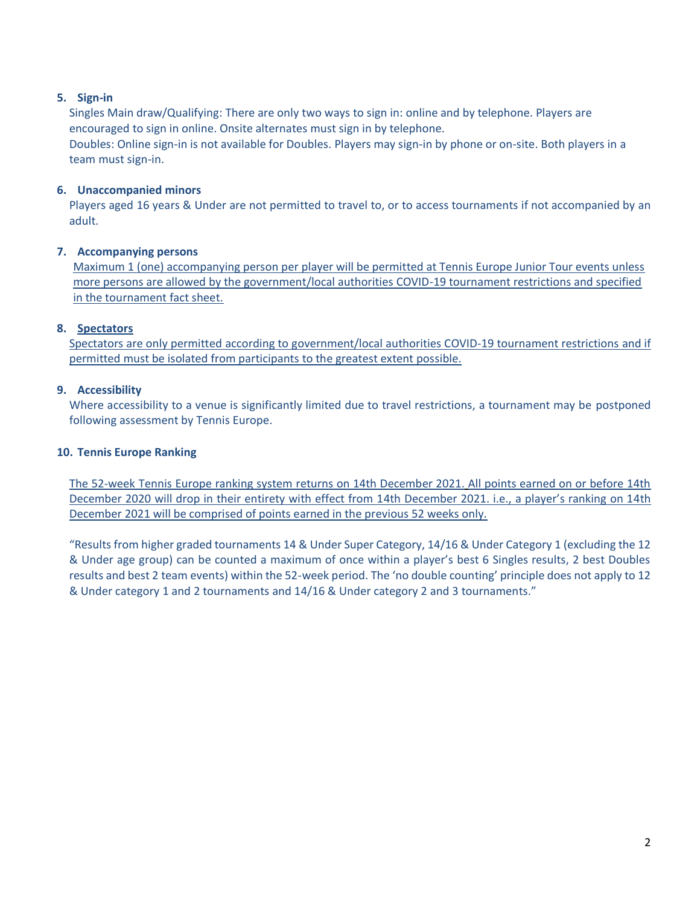### 5. Sign-in

Singles Main draw/Qualifying: There are only two ways to sign in: online and by telephone. Players are encouraged to sign in online. Onsite alternates must sign in by telephone.
Doubles: Online sign-in is not available for Doubles. Players may sign-in by phone or on-site. Both players in a team must sign-in.

### 6. Unaccompanied minors

Players aged 16 years & Under are not permitted to travel to, or to access tournaments if not accompanied by an adult.

### 7. Accompanying persons

Maximum 1 (one) accompanying person per player will be permitted at Tennis Europe Junior Tour events unless more persons are allowed by the government/local authorities COVID-19 tournament restrictions and specified in the tournament fact sheet.

### 8. Spectators

Spectators are only permitted according to government/local authorities COVID-19 tournament restrictions and if permitted must be isolated from participants to the greatest extent possible.

### 9. Accessibility

Where accessibility to a venue is significantly limited due to travel restrictions, a tournament may be postponed following assessment by Tennis Europe.

### 10. Tennis Europe Ranking

The 52-week Tennis Europe ranking system returns on 14th December 2021. All points earned on or before 14th December 2020 will drop in their entirety with effect from 14th December 2021. i.e., a player's ranking on 14th December 2021 will be comprised of points earned in the previous 52 weeks only.

"Results from higher graded tournaments 14 & Under Super Category, 14/16 & Under Category 1 (excluding the 12 & Under age group) can be counted a maximum of once within a player's best 6 Singles results, 2 best Doubles results and best 2 team events) within the 52-week period. The 'no double counting' principle does not apply to 12 & Under category 1 and 2 tournaments and 14/16 & Under category 2 and 3 tournaments."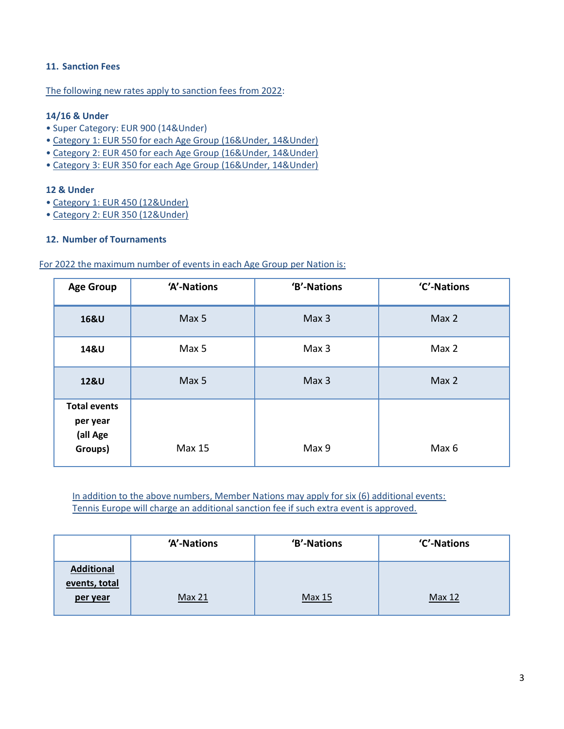### 11. Sanction Fees

The following new rates apply to sanction fees from 2022:

**14/16 & Under**

- Super Category: EUR 900 (14&Under)
- Category 1: EUR 550 for each Age Group (16&Under, 14&Under)
- Category 2: EUR 450 for each Age Group (16&Under, 14&Under)
- Category 3: EUR 350 for each Age Group (16&Under, 14&Under)

**12 & Under**

- Category 1: EUR 450 (12&Under)
- Category 2: EUR 350 (12&Under)

### 12. Number of Tournaments

For 2022 the maximum number of events in each Age Group per Nation is:

| Age Group | 'A'-Nations | 'B'-Nations | 'C'-Nations |
|---|---|---|---|
| **16&U** | Max 5 | Max 3 | Max 2 |
| **14&U** | Max 5 | Max 3 | Max 2 |
| **12&U** | Max 5 | Max 3 | Max 2 |
| **Total events per year (all Age Groups)** | Max 15 | Max 9 | Max 6 |

In addition to the above numbers, Member Nations may apply for six (6) additional events:
Tennis Europe will charge an additional sanction fee if such extra event is approved.

| | 'A'-Nations | 'B'-Nations | 'C'-Nations |
|---|---|---|---|
| **Additional events, total per year** | Max 21 | Max 15 | Max 12 |